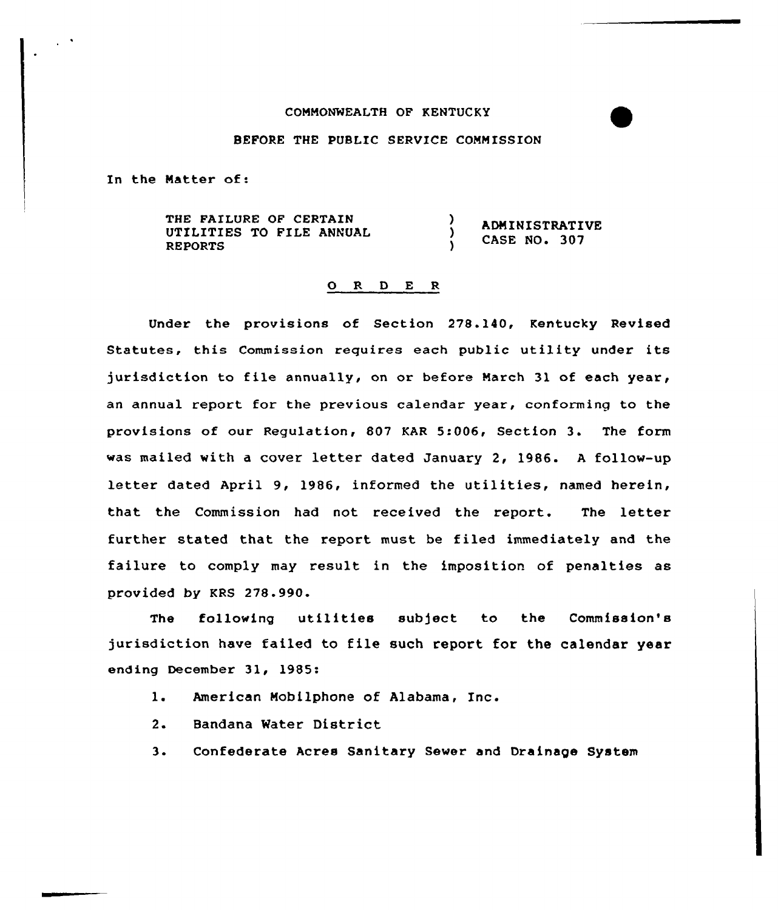COMMONWEALTH OF KENTUCKY

BEFORE THE PUBLIC SERVICE COMMISSION

In the Matter of:

| THE FAILURE OF CERTAIN UTILITIES TO FILE ANNUAL REPORTS | ) ) ) | ADMINISTRATIVE CASE NO. 307 |
|---|---|---|

O R D E R

Under the provisions of Section 278.140, Kentucky Revised Statutes, this Commission requires each public utility under its jurisdiction to file annually, on or before March 31 of each year, an annual report for the previous calendar year, conforming to the provisions of our Regulation, 807 KAR 5:006, Section 3. The form was mailed with a cover letter dated January 2, 1986. A follow-up letter dated April 9, 1986, informed the utilities, named herein, that the Commission had not received the report. The letter further stated that the report must be filed immediately and the failure to comply may result in the imposition of penalties as provided by KRS 278.990.

The following utilities subject to the Commission's jurisdiction have failed to file such report for the calendar year ending December 31, 1985:

1. American Mobilphone of Alabama, Inc.
2. Bandana Water District
3. Confederate Acres Sanitary Sewer and Drainage System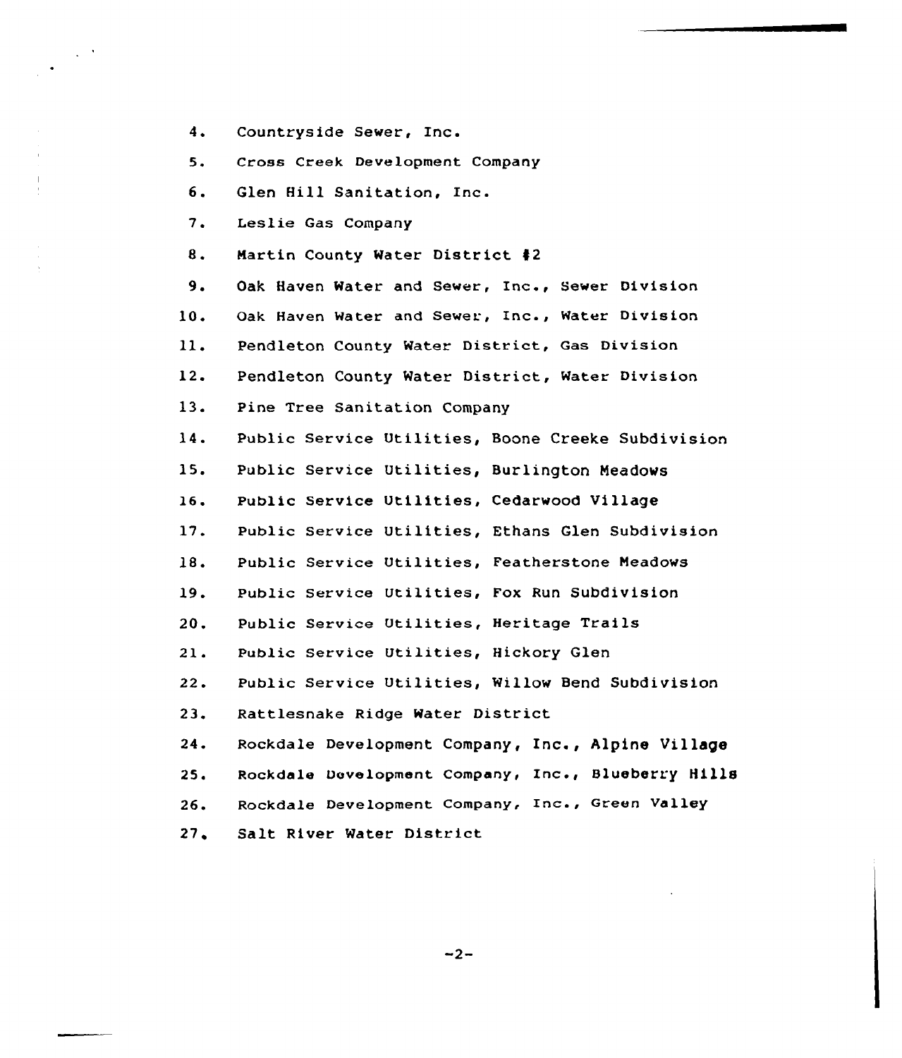4. Countryside Sewer, Inc.
5. Cross Creek Development Company
6. Glen Hill Sanitation, Inc.
7. Leslie Gas Company
8. Martin County Water District #2
9. Oak Haven Water and Sewer, Inc., Sewer Division
10. Oak Haven Water and Sewer, Inc., Water Division
11. Pendleton County Water District, Gas Division
12. Pendleton County Water District, Water Division
13. Pine Tree Sanitation Company
14. Public Service Utilities, Boone Creeke Subdivision
15. Public Service Utilities, Burlington Meadows
16. Public Service Utilities, Cedarwood Village
17. Public Service Utilities, Ethans Glen Subdivision
18. Public Service Utilities, Featherstone Meadows
19. Public Service Utilities, Fox Run Subdivision
20. Public Service Utilities, Heritage Trails
21. Public Service Utilities, Hickory Glen
22. Public Service Utilities, Willow Bend Subdivision
23. Rattlesnake Ridge Water District
24. Rockdale Development Company, Inc., Alpine Village
25. Rockdale Development Company, Inc., Blueberry Hills
26. Rockdale Development Company, Inc., Green Valley
27. Salt River Water District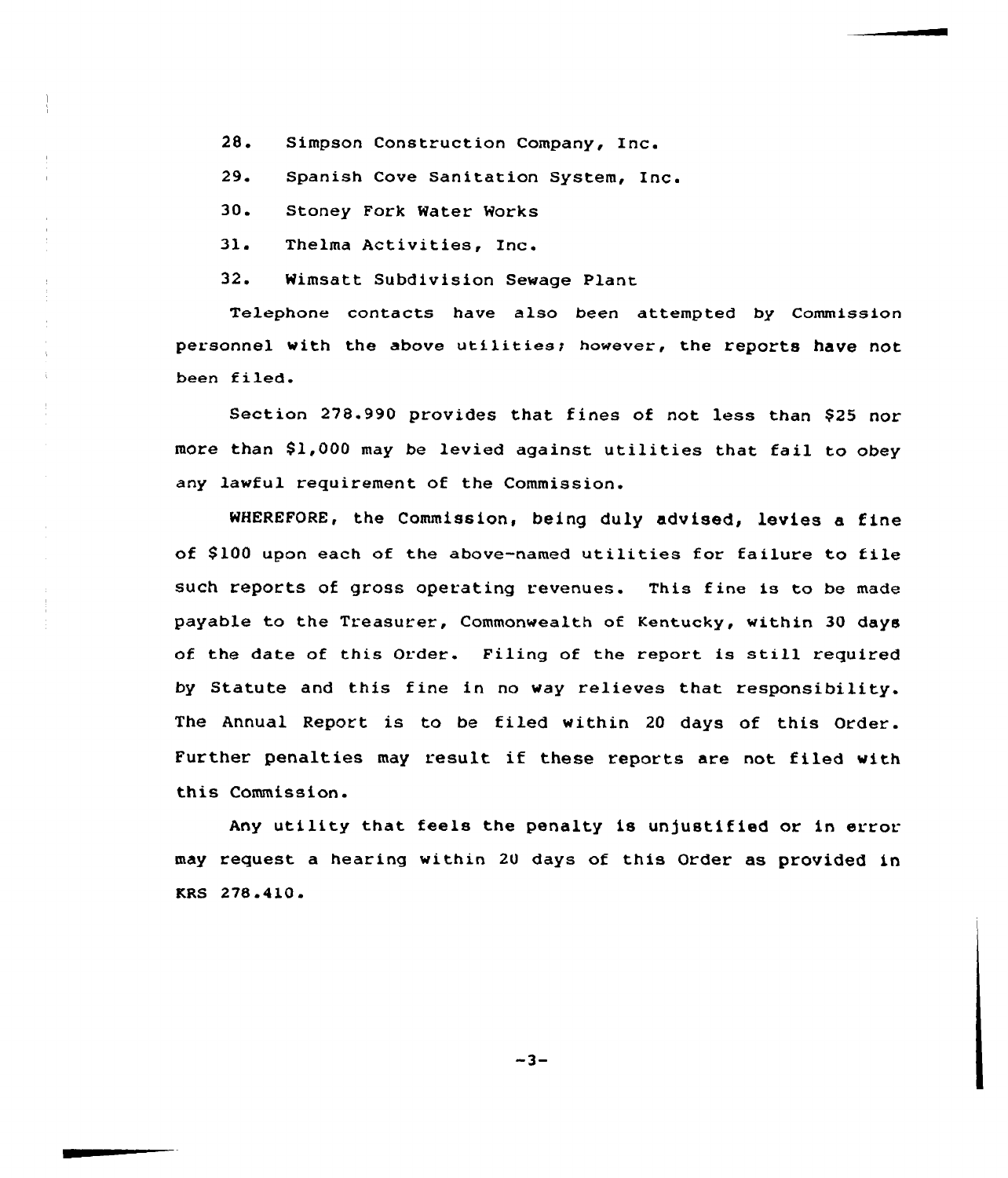28. Simpson Construction Company, Inc.
29. Spanish Cove Sanitation System, Inc.
30. Stoney Fork Water Works
31. Thelma Activities, Inc.
32. Wimsatt Subdivision Sewage Plant

Telephone contacts have also been attempted by Commission personnel with the above utilities; however, the reports have not been filed.

Section 278.990 provides that fines of not less than $25 nor more than $1,000 may be levied against utilities that fail to obey any lawful requirement of the Commission.

WHEREFORE, the Commission, being duly advised, levies a fine of $100 upon each of the above-named utilities for failure to file such reports of gross operating revenues. This fine is to be made payable to the Treasurer, Commonwealth of Kentucky, within 30 days of the date of this Order. Filing of the report is still required by Statute and this fine in no way relieves that responsibility. The Annual Report is to be filed within 20 days of this Order. Further penalties may result if these reports are not filed with this Commission.

Any utility that feels the penalty is unjustified or in error may request a hearing within 20 days of this Order as provided in KRS 278.410.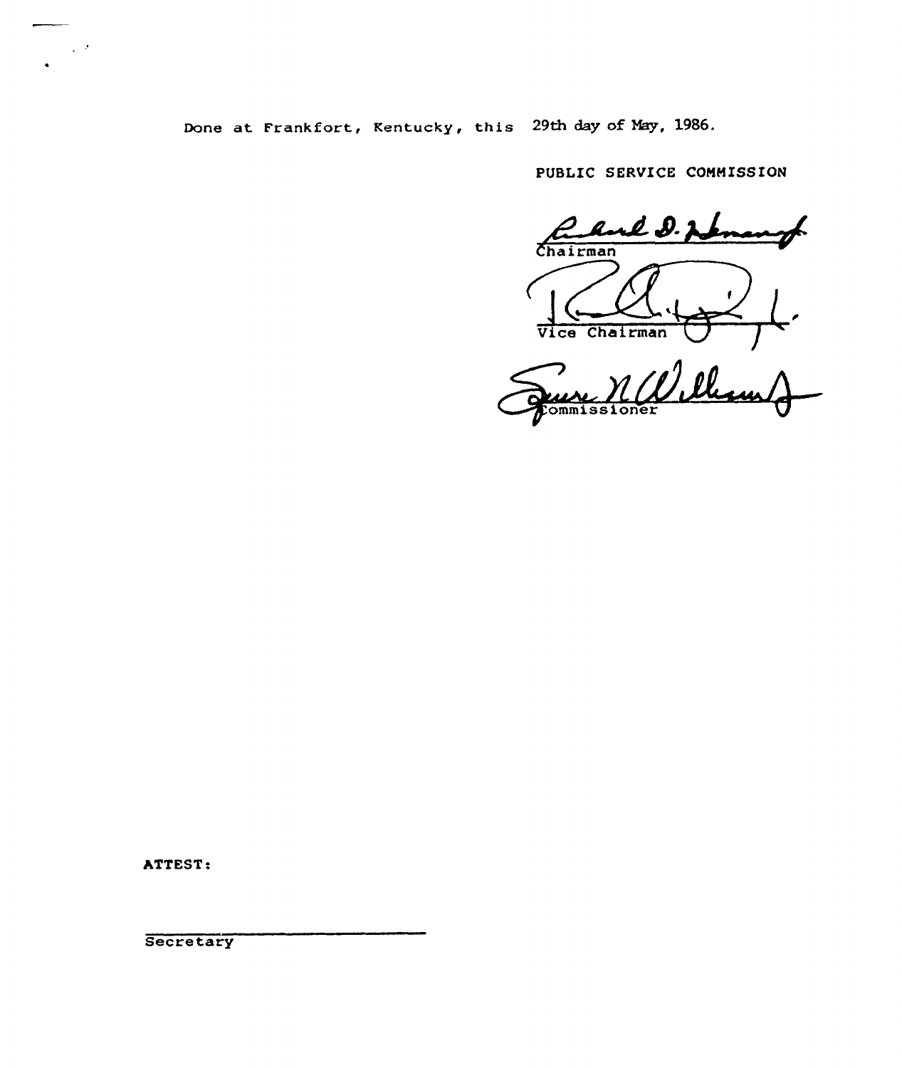Done at Frankfort, Kentucky, this 29th day of May, 1986.

PUBLIC SERVICE COMMISSION

Chairman

Vice Chairman

Commissioner

ATTEST:

Secretary